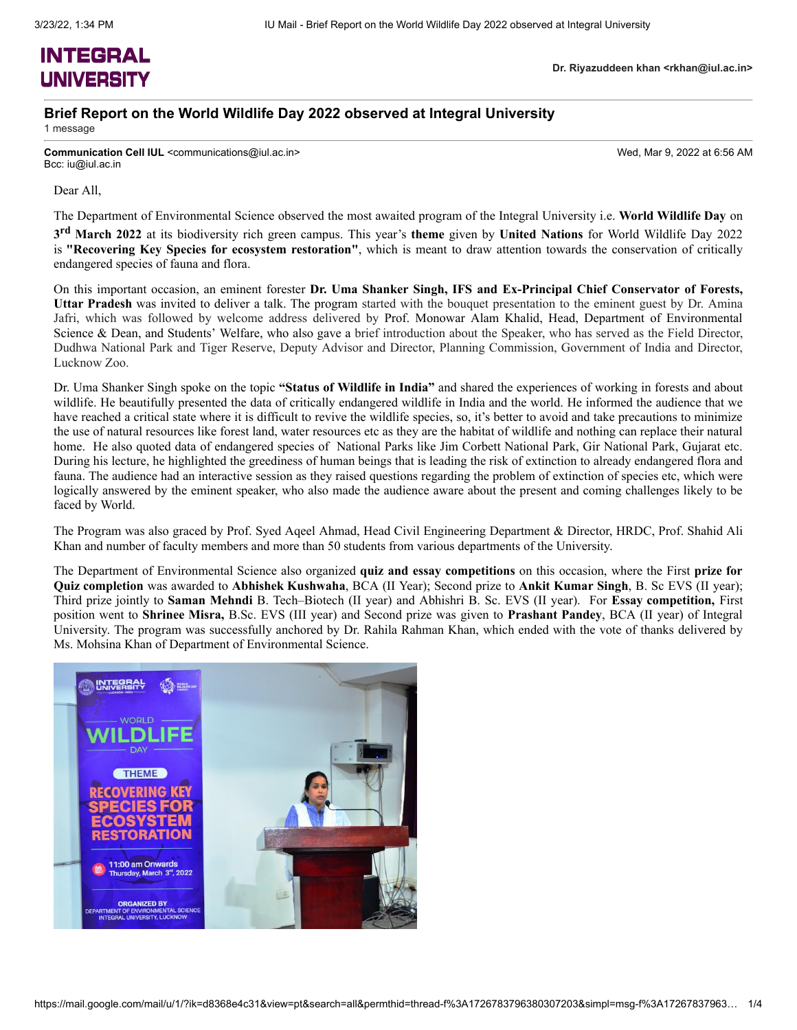**INTEGRAL UNIVERSITY**

**Dr. Riyazuddeen khan <rkhan@iul.ac.in>**

## Brief Report on the World Wildlife Day 2022 observed at Integral University

1 message

**Communication Cell IUL** <communications@iul.ac.in> — Wed, Mar 9, 2022 at 6:56 AM
Bcc: iu@iul.ac.in

Dear All,

The Department of Environmental Science observed the most awaited program of the Integral University i.e. **World Wildlife Day** on **3rd March 2022** at its biodiversity rich green campus. This year's **theme** given by **United Nations** for World Wildlife Day 2022 is **"Recovering Key Species for ecosystem restoration"**, which is meant to draw attention towards the conservation of critically endangered species of fauna and flora.

On this important occasion, an eminent forester **Dr. Uma Shanker Singh, IFS and Ex-Principal Chief Conservator of Forests, Uttar Pradesh** was invited to deliver a talk. The program started with the bouquet presentation to the eminent guest by Dr. Amina Jafri, which was followed by welcome address delivered by Prof. Monowar Alam Khalid, Head, Department of Environmental Science & Dean, and Students' Welfare, who also gave a brief introduction about the Speaker, who has served as the Field Director, Dudhwa National Park and Tiger Reserve, Deputy Advisor and Director, Planning Commission, Government of India and Director, Lucknow Zoo.

Dr. Uma Shanker Singh spoke on the topic **"Status of Wildlife in India"** and shared the experiences of working in forests and about wildlife. He beautifully presented the data of critically endangered wildlife in India and the world. He informed the audience that we have reached a critical state where it is difficult to revive the wildlife species, so, it's better to avoid and take precautions to minimize the use of natural resources like forest land, water resources etc as they are the habitat of wildlife and nothing can replace their natural home. He also quoted data of endangered species of National Parks like Jim Corbett National Park, Gir National Park, Gujarat etc. During his lecture, he highlighted the greediness of human beings that is leading the risk of extinction to already endangered flora and fauna. The audience had an interactive session as they raised questions regarding the problem of extinction of species etc, which were logically answered by the eminent speaker, who also made the audience aware about the present and coming challenges likely to be faced by World.

The Program was also graced by Prof. Syed Aqeel Ahmad, Head Civil Engineering Department & Director, HRDC, Prof. Shahid Ali Khan and number of faculty members and more than 50 students from various departments of the University.

The Department of Environmental Science also organized **quiz and essay competitions** on this occasion, where the First **prize for Quiz completion** was awarded to **Abhishek Kushwaha**, BCA (II Year); Second prize to **Ankit Kumar Singh**, B. Sc EVS (II year); Third prize jointly to **Saman Mehndi** B. Tech–Biotech (II year) and Abhishri B. Sc. EVS (II year). For **Essay competition,** First position went to **Shrinee Misra,** B.Sc. EVS (III year) and Second prize was given to **Prashant Pandey**, BCA (II year) of Integral University. The program was successfully anchored by Dr. Rahila Rahman Khan, which ended with the vote of thanks delivered by Ms. Mohsina Khan of Department of Environmental Science.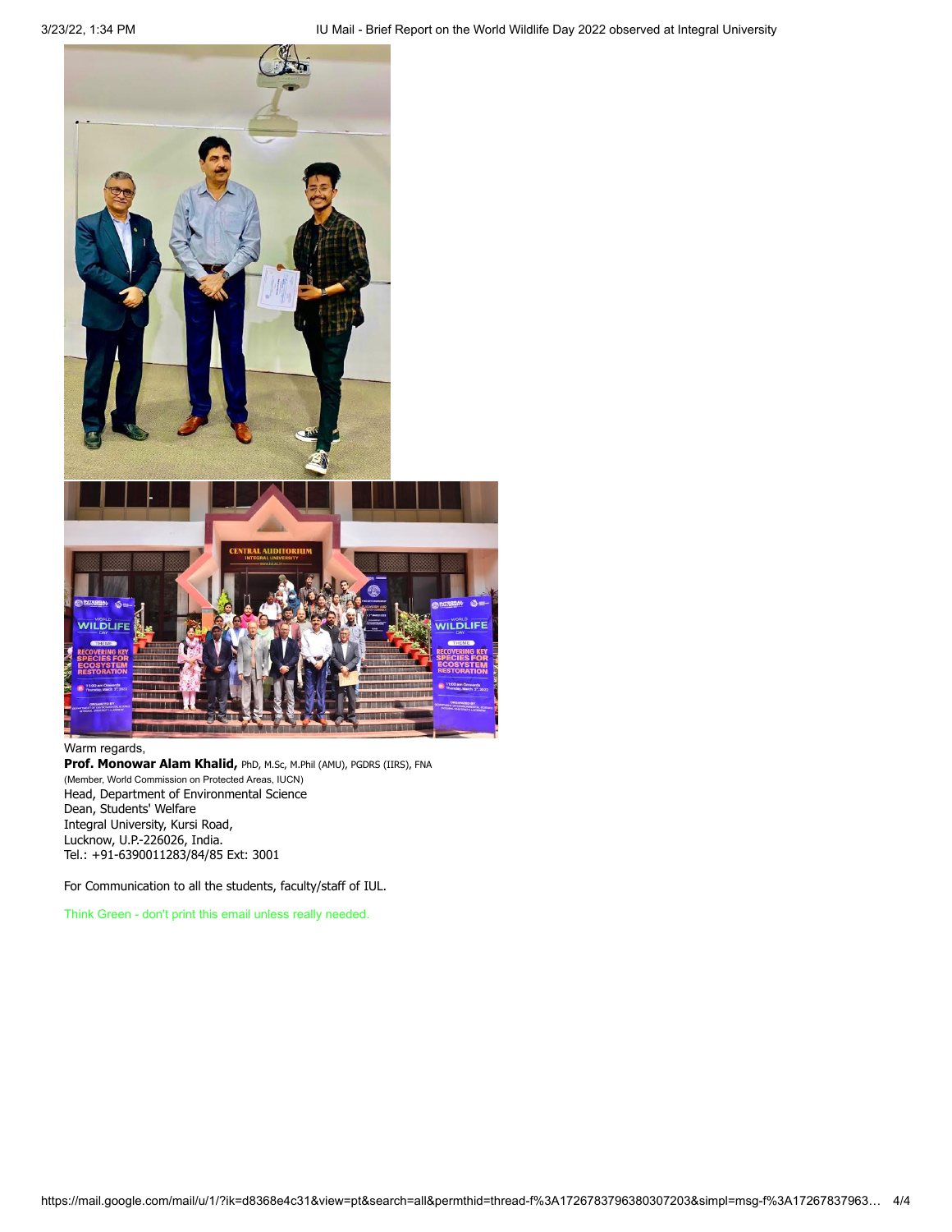Warm regards,

**Prof. Monowar Alam Khalid,** PhD, M.Sc, M.Phil (AMU), PGDRS (IIRS), FNA
(Member, World Commission on Protected Areas, IUCN)
Head, Department of Environmental Science
Dean, Students' Welfare
Integral University, Kursi Road,
Lucknow, U.P.-226026, India.
Tel.: +91-6390011283/84/85 Ext: 3001

For Communication to all the students, faculty/staff of IUL.

Think Green - don't print this email unless really needed.